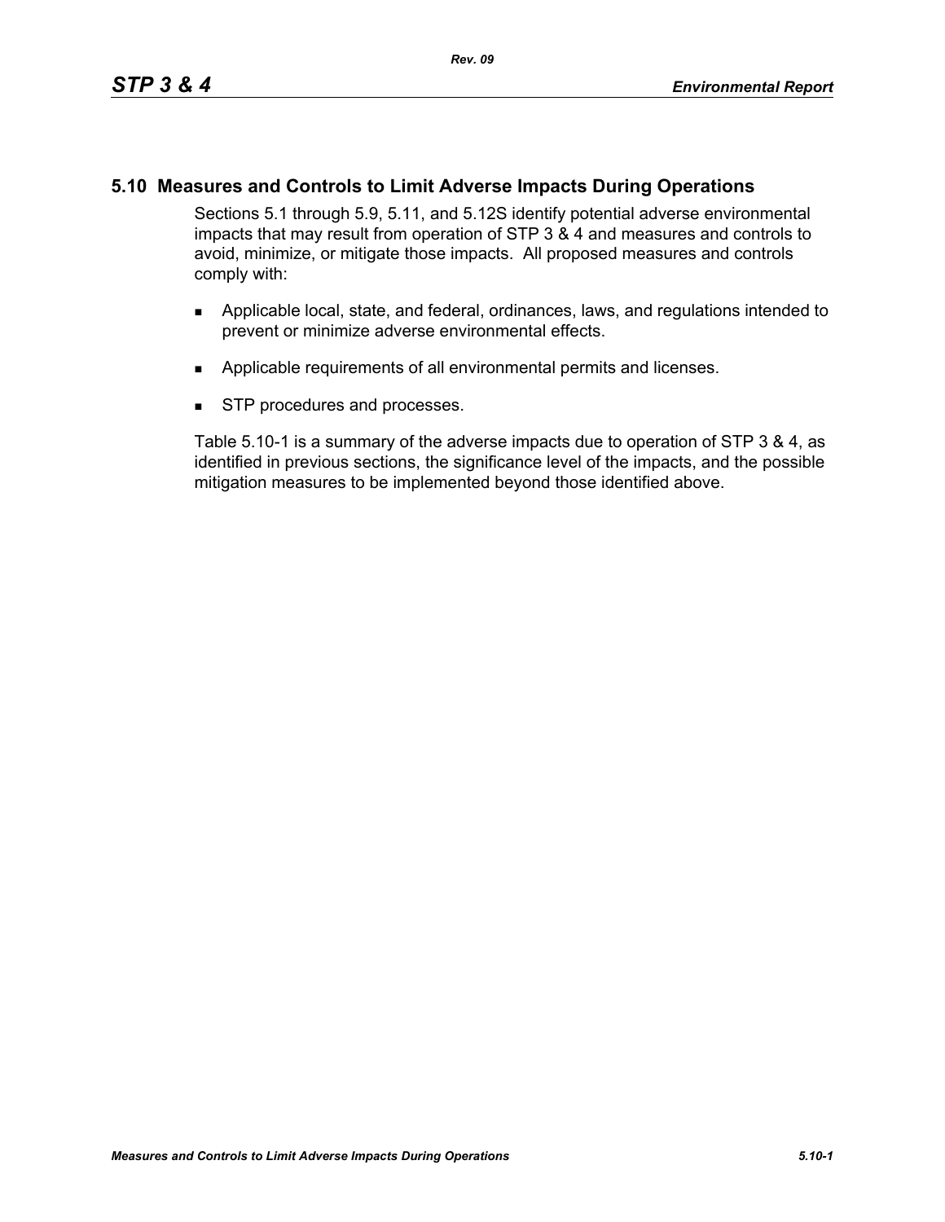## 5.10 Measures and Controls to Limit Adverse Impacts During Operations

Sections 5.1 through 5.9, 5.11, and 5.12S identify potential adverse environmental impacts that may result from operation of STP 3 & 4 and measures and controls to avoid, minimize, or mitigate those impacts. All proposed measures and controls comply with:

- Applicable local, state, and federal, ordinances, laws, and regulations intended to prevent or minimize adverse environmental effects.
- Applicable requirements of all environmental permits and licenses.
- STP procedures and processes.

Table 5.10-1 is a summary of the adverse impacts due to operation of STP 3 & 4, as identified in previous sections, the significance level of the impacts, and the possible mitigation measures to be implemented beyond those identified above.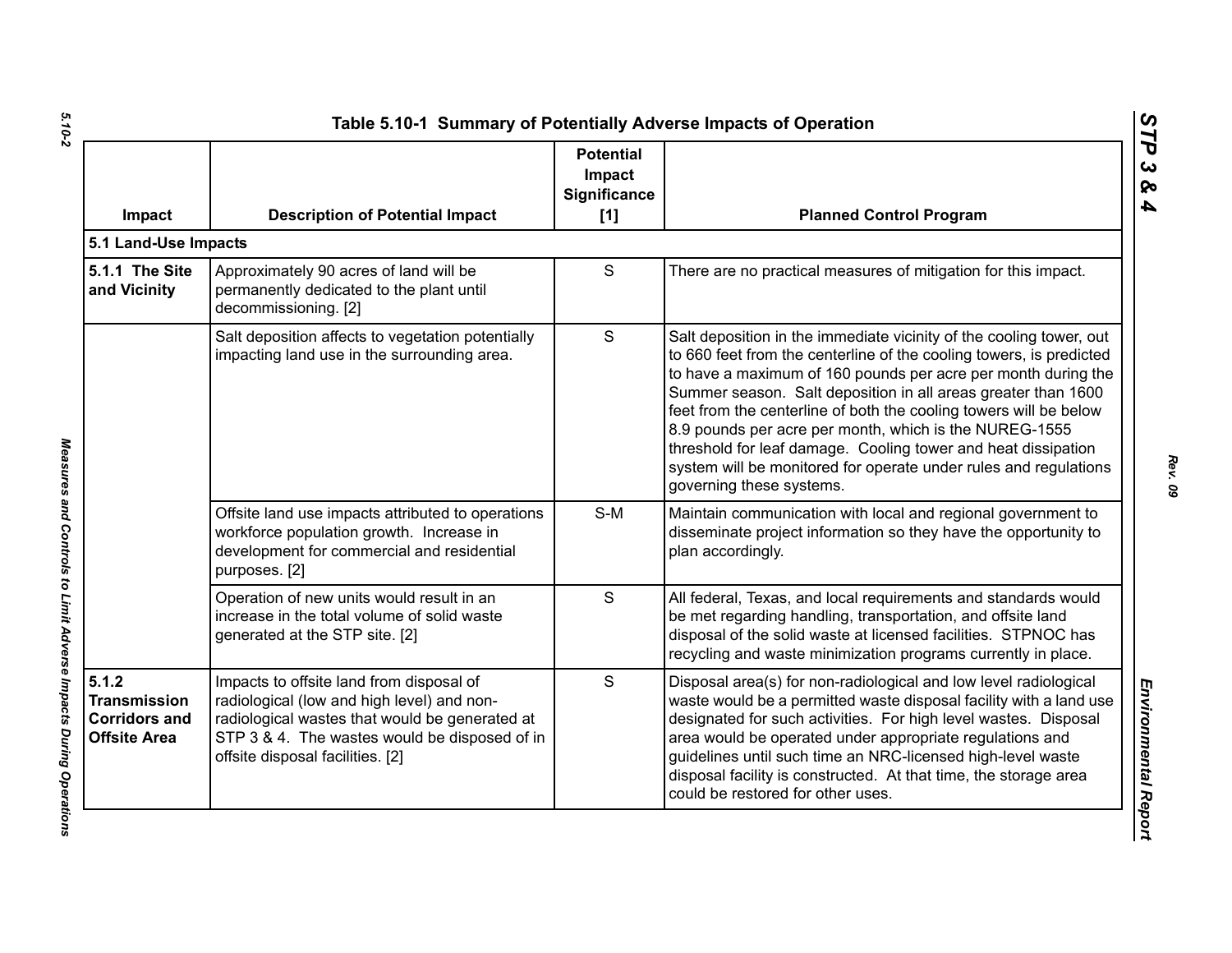## Table 5.10-1 Summary of Potentially Adverse Impacts of Operation

| Impact | Description of Potential Impact | Potential Impact Significance [1] | Planned Control Program |
|---|---|---|---|
| **5.1 Land-Use Impacts** | | | |
| **5.1.1 The Site and Vicinity** | Approximately 90 acres of land will be permanently dedicated to the plant until decommissioning. [2] | S | There are no practical measures of mitigation for this impact. |
| | Salt deposition affects to vegetation potentially impacting land use in the surrounding area. | S | Salt deposition in the immediate vicinity of the cooling tower, out to 660 feet from the centerline of the cooling towers, is predicted to have a maximum of 160 pounds per acre per month during the Summer season. Salt deposition in all areas greater than 1600 feet from the centerline of both the cooling towers will be below 8.9 pounds per acre per month, which is the NUREG-1555 threshold for leaf damage. Cooling tower and heat dissipation system will be monitored for operate under rules and regulations governing these systems. |
| | Offsite land use impacts attributed to operations workforce population growth. Increase in development for commercial and residential purposes. [2] | S-M | Maintain communication with local and regional government to disseminate project information so they have the opportunity to plan accordingly. |
| | Operation of new units would result in an increase in the total volume of solid waste generated at the STP site. [2] | S | All federal, Texas, and local requirements and standards would be met regarding handling, transportation, and offsite land disposal of the solid waste at licensed facilities. STPNOC has recycling and waste minimization programs currently in place. |
| **5.1.2 Transmission Corridors and Offsite Area** | Impacts to offsite land from disposal of radiological (low and high level) and non-radiological wastes that would be generated at STP 3 & 4. The wastes would be disposed of in offsite disposal facilities. [2] | S | Disposal area(s) for non-radiological and low level radiological waste would be a permitted waste disposal facility with a land use designated for such activities. For high level wastes. Disposal area would be operated under appropriate regulations and guidelines until such time an NRC-licensed high-level waste disposal facility is constructed. At that time, the storage area could be restored for other uses. |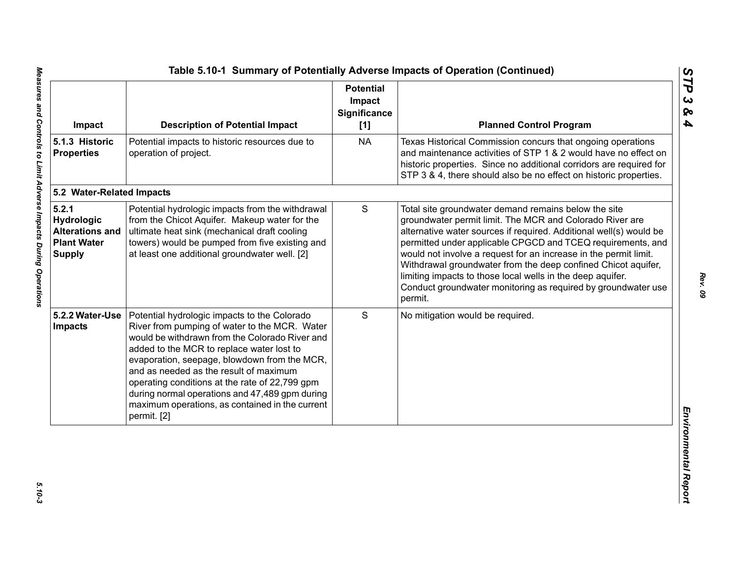## Table 5.10-1 Summary of Potentially Adverse Impacts of Operation (Continued)

| Impact | Description of Potential Impact | Potential Impact Significance [1] | Planned Control Program |
|---|---|---|---|
| **5.1.3 Historic Properties** | Potential impacts to historic resources due to operation of project. | NA | Texas Historical Commission concurs that ongoing operations and maintenance activities of STP 1 & 2 would have no effect on historic properties. Since no additional corridors are required for STP 3 & 4, there should also be no effect on historic properties. |
| **5.2 Water-Related Impacts** | | | |
| **5.2.1 Hydrologic Alterations and Plant Water Supply** | Potential hydrologic impacts from the withdrawal from the Chicot Aquifer. Makeup water for the ultimate heat sink (mechanical draft cooling towers) would be pumped from five existing and at least one additional groundwater well. [2] | S | Total site groundwater demand remains below the site groundwater permit limit. The MCR and Colorado River are alternative water sources if required. Additional well(s) would be permitted under applicable CPGCD and TCEQ requirements, and would not involve a request for an increase in the permit limit. Withdrawal groundwater from the deep confined Chicot aquifer, limiting impacts to those local wells in the deep aquifer. Conduct groundwater monitoring as required by groundwater use permit. |
| **5.2.2 Water-Use Impacts** | Potential hydrologic impacts to the Colorado River from pumping of water to the MCR. Water would be withdrawn from the Colorado River and added to the MCR to replace water lost to evaporation, seepage, blowdown from the MCR, and as needed as the result of maximum operating conditions at the rate of 22,799 gpm during normal operations and 47,489 gpm during maximum operations, as contained in the current permit. [2] | S | No mitigation would be required. |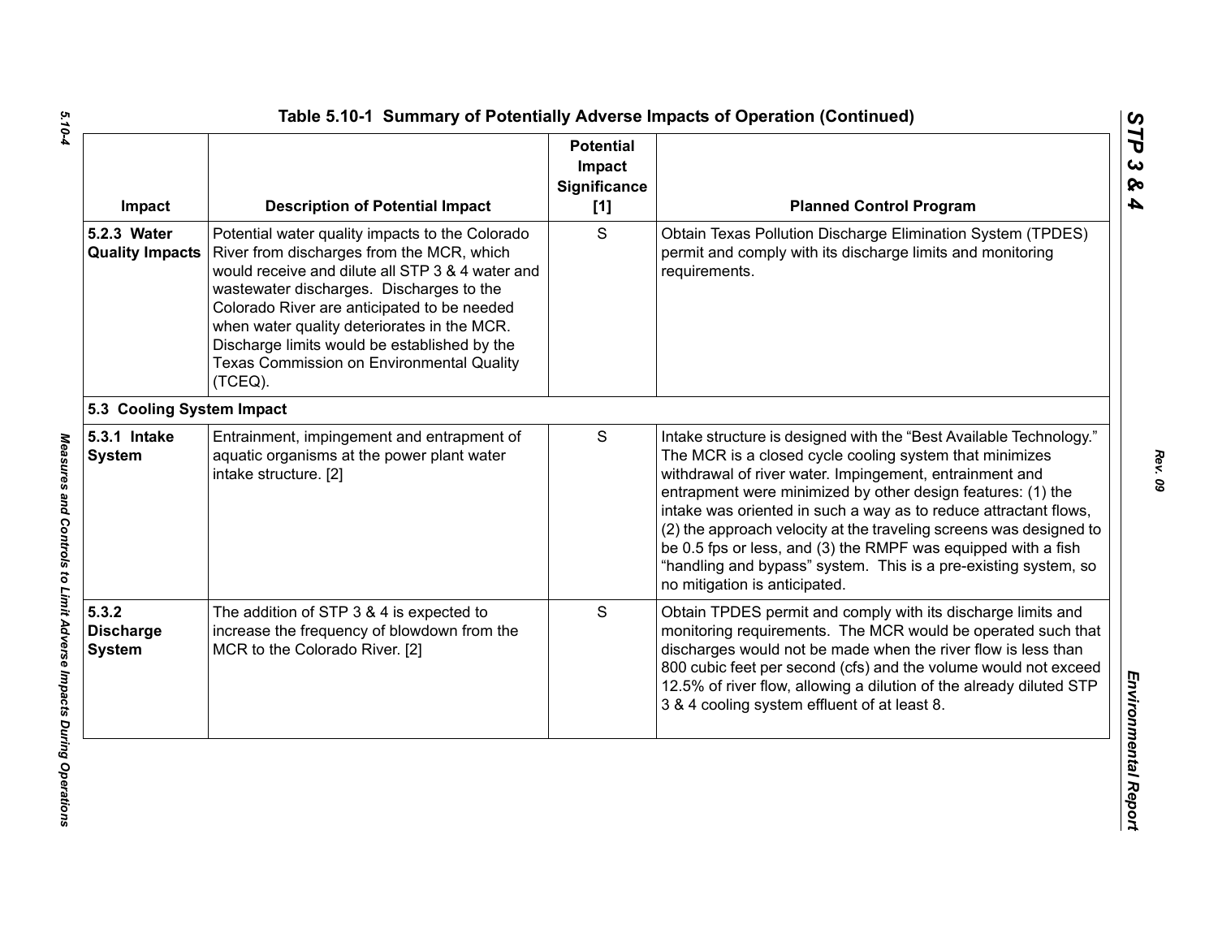## Table 5.10-1 Summary of Potentially Adverse Impacts of Operation (Continued)

| Impact | Description of Potential Impact | Potential Impact Significance [1] | Planned Control Program |
|---|---|---|---|
| **5.2.3 Water Quality Impacts** | Potential water quality impacts to the Colorado River from discharges from the MCR, which would receive and dilute all STP 3 & 4 water and wastewater discharges. Discharges to the Colorado River are anticipated to be needed when water quality deteriorates in the MCR. Discharge limits would be established by the Texas Commission on Environmental Quality (TCEQ). | S | Obtain Texas Pollution Discharge Elimination System (TPDES) permit and comply with its discharge limits and monitoring requirements. |
| **5.3 Cooling System Impact** | | | |
| **5.3.1 Intake System** | Entrainment, impingement and entrapment of aquatic organisms at the power plant water intake structure. [2] | S | Intake structure is designed with the "Best Available Technology." The MCR is a closed cycle cooling system that minimizes withdrawal of river water. Impingement, entrainment and entrapment were minimized by other design features: (1) the intake was oriented in such a way as to reduce attractant flows, (2) the approach velocity at the traveling screens was designed to be 0.5 fps or less, and (3) the RMPF was equipped with a fish "handling and bypass" system. This is a pre-existing system, so no mitigation is anticipated. |
| **5.3.2 Discharge System** | The addition of STP 3 & 4 is expected to increase the frequency of blowdown from the MCR to the Colorado River. [2] | S | Obtain TPDES permit and comply with its discharge limits and monitoring requirements. The MCR would be operated such that discharges would not be made when the river flow is less than 800 cubic feet per second (cfs) and the volume would not exceed 12.5% of river flow, allowing a dilution of the already diluted STP 3 & 4 cooling system effluent of at least 8. |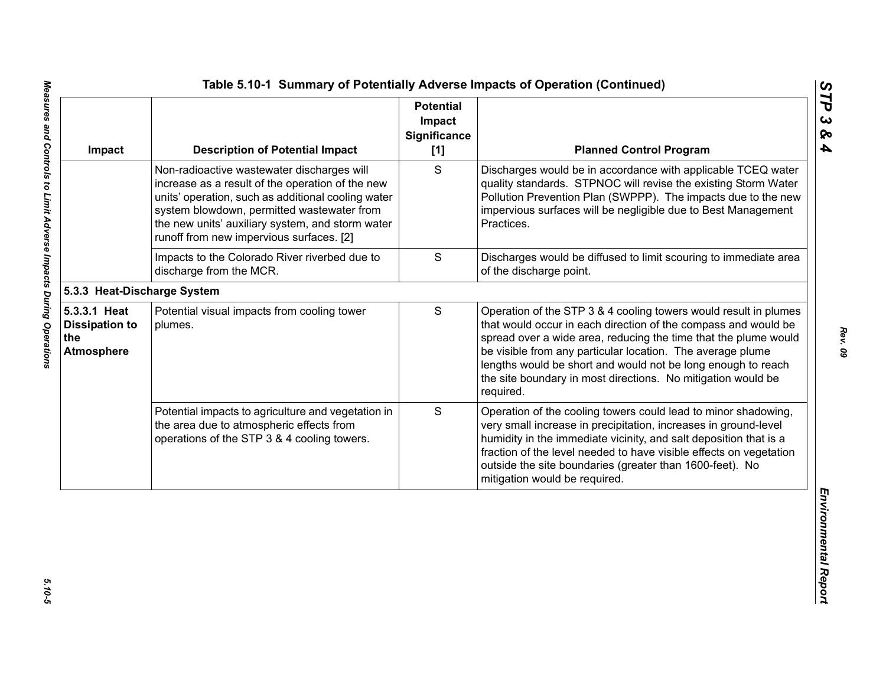# Table 5.10-1 Summary of Potentially Adverse Impacts of Operation (Continued)

| Impact | Description of Potential Impact | Potential Impact Significance [1] | Planned Control Program |
|---|---|---|---|
| | Non-radioactive wastewater discharges will increase as a result of the operation of the new units' operation, such as additional cooling water system blowdown, permitted wastewater from the new units' auxiliary system, and storm water runoff from new impervious surfaces. [2] | S | Discharges would be in accordance with applicable TCEQ water quality standards. STPNOC will revise the existing Storm Water Pollution Prevention Plan (SWPPP). The impacts due to the new impervious surfaces will be negligible due to Best Management Practices. |
| | Impacts to the Colorado River riverbed due to discharge from the MCR. | S | Discharges would be diffused to limit scouring to immediate area of the discharge point. |
| **5.3.3 Heat-Discharge System** | | | |
| **5.3.3.1 Heat Dissipation to the Atmosphere** | Potential visual impacts from cooling tower plumes. | S | Operation of the STP 3 & 4 cooling towers would result in plumes that would occur in each direction of the compass and would be spread over a wide area, reducing the time that the plume would be visible from any particular location. The average plume lengths would be short and would not be long enough to reach the site boundary in most directions. No mitigation would be required. |
| | Potential impacts to agriculture and vegetation in the area due to atmospheric effects from operations of the STP 3 & 4 cooling towers. | S | Operation of the cooling towers could lead to minor shadowing, very small increase in precipitation, increases in ground-level humidity in the immediate vicinity, and salt deposition that is a fraction of the level needed to have visible effects on vegetation outside the site boundaries (greater than 1600-feet). No mitigation would be required. |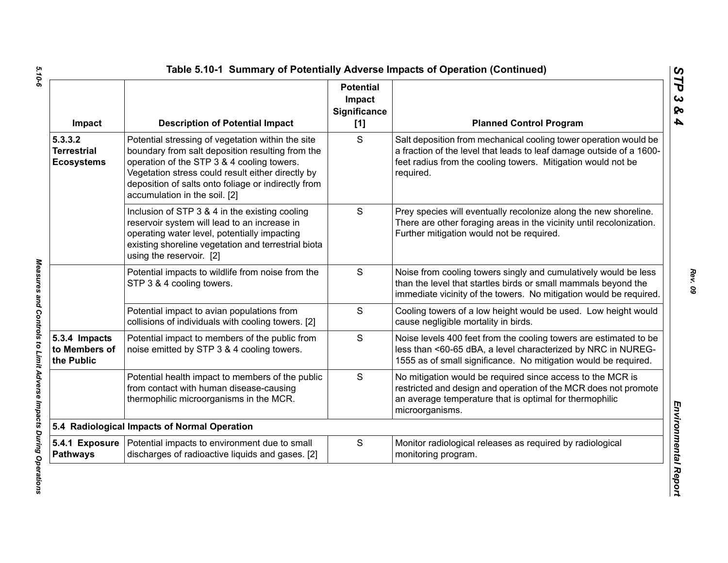## Table 5.10-1 Summary of Potentially Adverse Impacts of Operation (Continued)

| Impact | Description of Potential Impact | Potential Impact Significance [1] | Planned Control Program |
|---|---|---|---|
| **5.3.3.2 Terrestrial Ecosystems** | Potential stressing of vegetation within the site boundary from salt deposition resulting from the operation of the STP 3 & 4 cooling towers. Vegetation stress could result either directly by deposition of salts onto foliage or indirectly from accumulation in the soil. [2] | S | Salt deposition from mechanical cooling tower operation would be a fraction of the level that leads to leaf damage outside of a 1600-feet radius from the cooling towers. Mitigation would not be required. |
| | Inclusion of STP 3 & 4 in the existing cooling reservoir system will lead to an increase in operating water level, potentially impacting existing shoreline vegetation and terrestrial biota using the reservoir. [2] | S | Prey species will eventually recolonize along the new shoreline. There are other foraging areas in the vicinity until recolonization. Further mitigation would not be required. |
| | Potential impacts to wildlife from noise from the STP 3 & 4 cooling towers. | S | Noise from cooling towers singly and cumulatively would be less than the level that startles birds or small mammals beyond the immediate vicinity of the towers. No mitigation would be required. |
| | Potential impact to avian populations from collisions of individuals with cooling towers. [2] | S | Cooling towers of a low height would be used. Low height would cause negligible mortality in birds. |
| **5.3.4 Impacts to Members of the Public** | Potential impact to members of the public from noise emitted by STP 3 & 4 cooling towers. | S | Noise levels 400 feet from the cooling towers are estimated to be less than <60-65 dBA, a level characterized by NRC in NUREG-1555 as of small significance. No mitigation would be required. |
| | Potential health impact to members of the public from contact with human disease-causing thermophilic microorganisms in the MCR. | S | No mitigation would be required since access to the MCR is restricted and design and operation of the MCR does not promote an average temperature that is optimal for thermophilic microorganisms. |
| **5.4 Radiological Impacts of Normal Operation** | | | |
| **5.4.1 Exposure Pathways** | Potential impacts to environment due to small discharges of radioactive liquids and gases. [2] | S | Monitor radiological releases as required by radiological monitoring program. |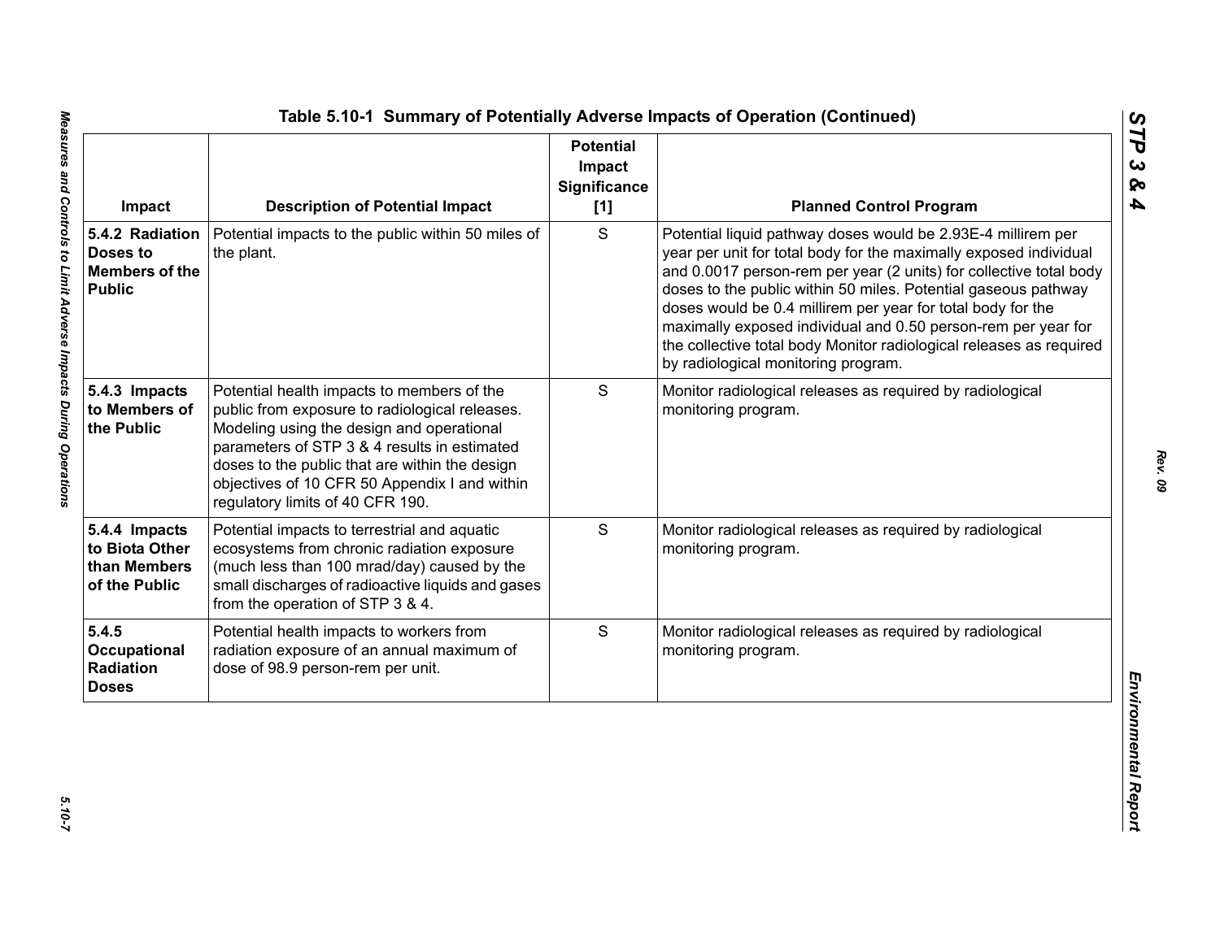## Table 5.10-1 Summary of Potentially Adverse Impacts of Operation (Continued)

| Impact | Description of Potential Impact | Potential Impact Significance [1] | Planned Control Program |
| --- | --- | --- | --- |
| **5.4.2 Radiation Doses to Members of the Public** | Potential impacts to the public within 50 miles of the plant. | S | Potential liquid pathway doses would be 2.93E-4 millirem per year per unit for total body for the maximally exposed individual and 0.0017 person-rem per year (2 units) for collective total body doses to the public within 50 miles. Potential gaseous pathway doses would be 0.4 millirem per year for total body for the maximally exposed individual and 0.50 person-rem per year for the collective total body Monitor radiological releases as required by radiological monitoring program. |
| **5.4.3 Impacts to Members of the Public** | Potential health impacts to members of the public from exposure to radiological releases. Modeling using the design and operational parameters of STP 3 & 4 results in estimated doses to the public that are within the design objectives of 10 CFR 50 Appendix I and within regulatory limits of 40 CFR 190. | S | Monitor radiological releases as required by radiological monitoring program. |
| **5.4.4 Impacts to Biota Other than Members of the Public** | Potential impacts to terrestrial and aquatic ecosystems from chronic radiation exposure (much less than 100 mrad/day) caused by the small discharges of radioactive liquids and gases from the operation of STP 3 & 4. | S | Monitor radiological releases as required by radiological monitoring program. |
| **5.4.5 Occupational Radiation Doses** | Potential health impacts to workers from radiation exposure of an annual maximum of dose of 98.9 person-rem per unit. | S | Monitor radiological releases as required by radiological monitoring program. |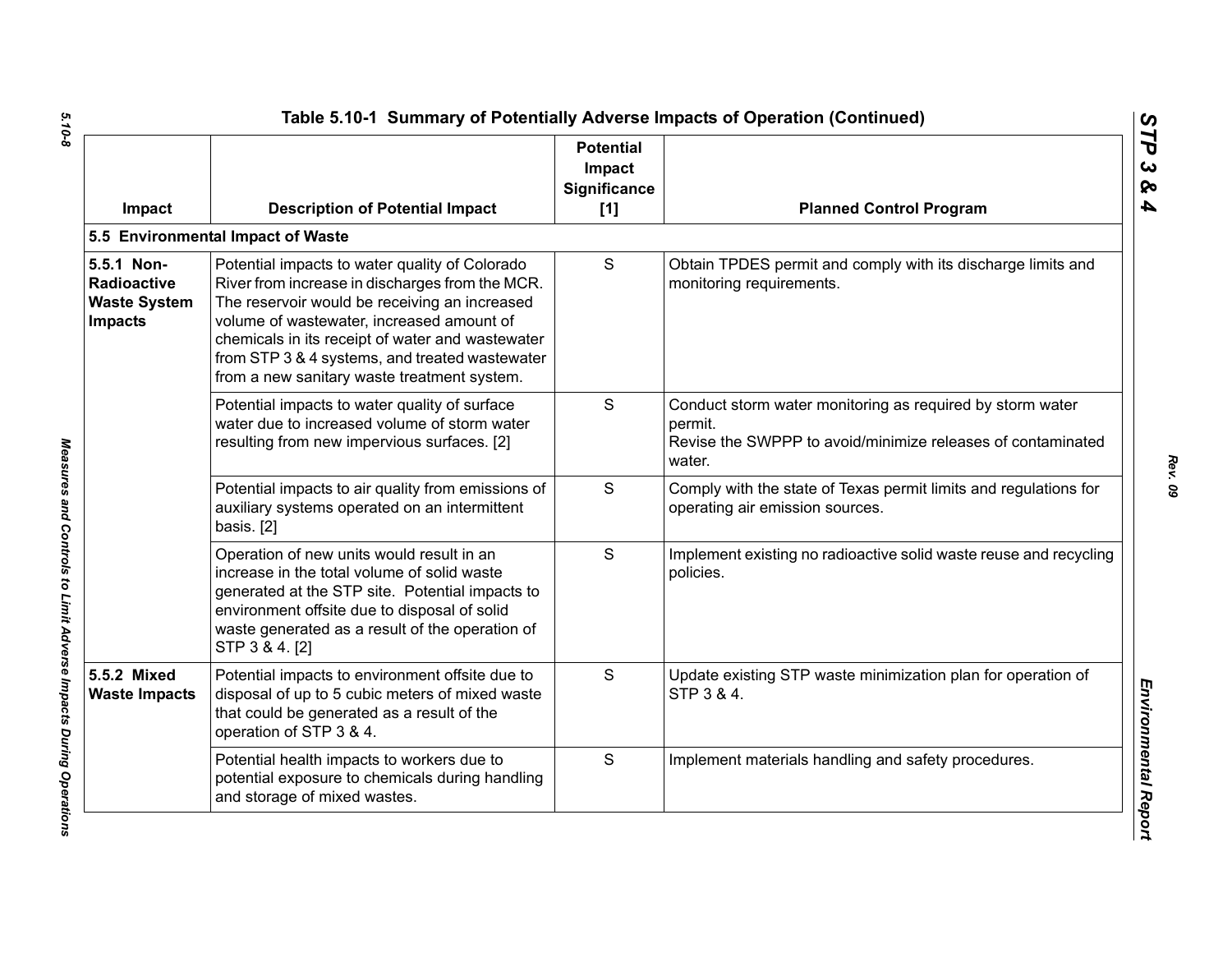## Table 5.10-1 Summary of Potentially Adverse Impacts of Operation (Continued)

| Impact | Description of Potential Impact | Potential Impact Significance [1] | Planned Control Program |
|---|---|---|---|
| **5.5 Environmental Impact of Waste** | | | |
| **5.5.1 Non-Radioactive Waste System Impacts** | Potential impacts to water quality of Colorado River from increase in discharges from the MCR. The reservoir would be receiving an increased volume of wastewater, increased amount of chemicals in its receipt of water and wastewater from STP 3 & 4 systems, and treated wastewater from a new sanitary waste treatment system. | S | Obtain TPDES permit and comply with its discharge limits and monitoring requirements. |
| | Potential impacts to water quality of surface water due to increased volume of storm water resulting from new impervious surfaces. [2] | S | Conduct storm water monitoring as required by storm water permit.<br>Revise the SWPPP to avoid/minimize releases of contaminated water. |
| | Potential impacts to air quality from emissions of auxiliary systems operated on an intermittent basis. [2] | S | Comply with the state of Texas permit limits and regulations for operating air emission sources. |
| | Operation of new units would result in an increase in the total volume of solid waste generated at the STP site. Potential impacts to environment offsite due to disposal of solid waste generated as a result of the operation of STP 3 & 4. [2] | S | Implement existing no radioactive solid waste reuse and recycling policies. |
| **5.5.2 Mixed Waste Impacts** | Potential impacts to environment offsite due to disposal of up to 5 cubic meters of mixed waste that could be generated as a result of the operation of STP 3 & 4. | S | Update existing STP waste minimization plan for operation of STP 3 & 4. |
| | Potential health impacts to workers due to potential exposure to chemicals during handling and storage of mixed wastes. | S | Implement materials handling and safety procedures. |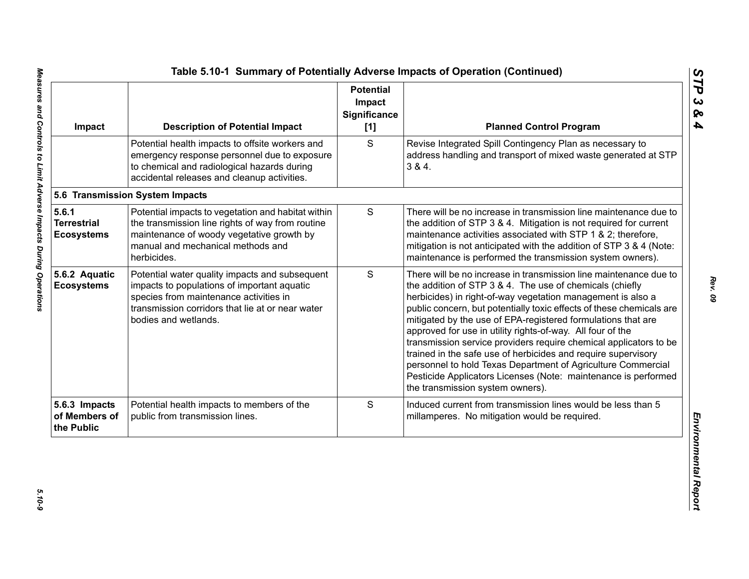## Table 5.10-1 Summary of Potentially Adverse Impacts of Operation (Continued)

| Impact | Description of Potential Impact | Potential Impact Significance [1] | Planned Control Program |
|---|---|---|---|
| | Potential health impacts to offsite workers and emergency response personnel due to exposure to chemical and radiological hazards during accidental releases and cleanup activities. | S | Revise Integrated Spill Contingency Plan as necessary to address handling and transport of mixed waste generated at STP 3 & 4. |
| **5.6 Transmission System Impacts** | | | |
| **5.6.1 Terrestrial Ecosystems** | Potential impacts to vegetation and habitat within the transmission line rights of way from routine maintenance of woody vegetative growth by manual and mechanical methods and herbicides. | S | There will be no increase in transmission line maintenance due to the addition of STP 3 & 4. Mitigation is not required for current maintenance activities associated with STP 1 & 2; therefore, mitigation is not anticipated with the addition of STP 3 & 4 (Note: maintenance is performed the transmission system owners). |
| **5.6.2 Aquatic Ecosystems** | Potential water quality impacts and subsequent impacts to populations of important aquatic species from maintenance activities in transmission corridors that lie at or near water bodies and wetlands. | S | There will be no increase in transmission line maintenance due to the addition of STP 3 & 4. The use of chemicals (chiefly herbicides) in right-of-way vegetation management is also a public concern, but potentially toxic effects of these chemicals are mitigated by the use of EPA-registered formulations that are approved for use in utility rights-of-way. All four of the transmission service providers require chemical applicators to be trained in the safe use of herbicides and require supervisory personnel to hold Texas Department of Agriculture Commercial Pesticide Applicators Licenses (Note: maintenance is performed the transmission system owners). |
| **5.6.3 Impacts of Members of the Public** | Potential health impacts to members of the public from transmission lines. | S | Induced current from transmission lines would be less than 5 millamperes. No mitigation would be required. |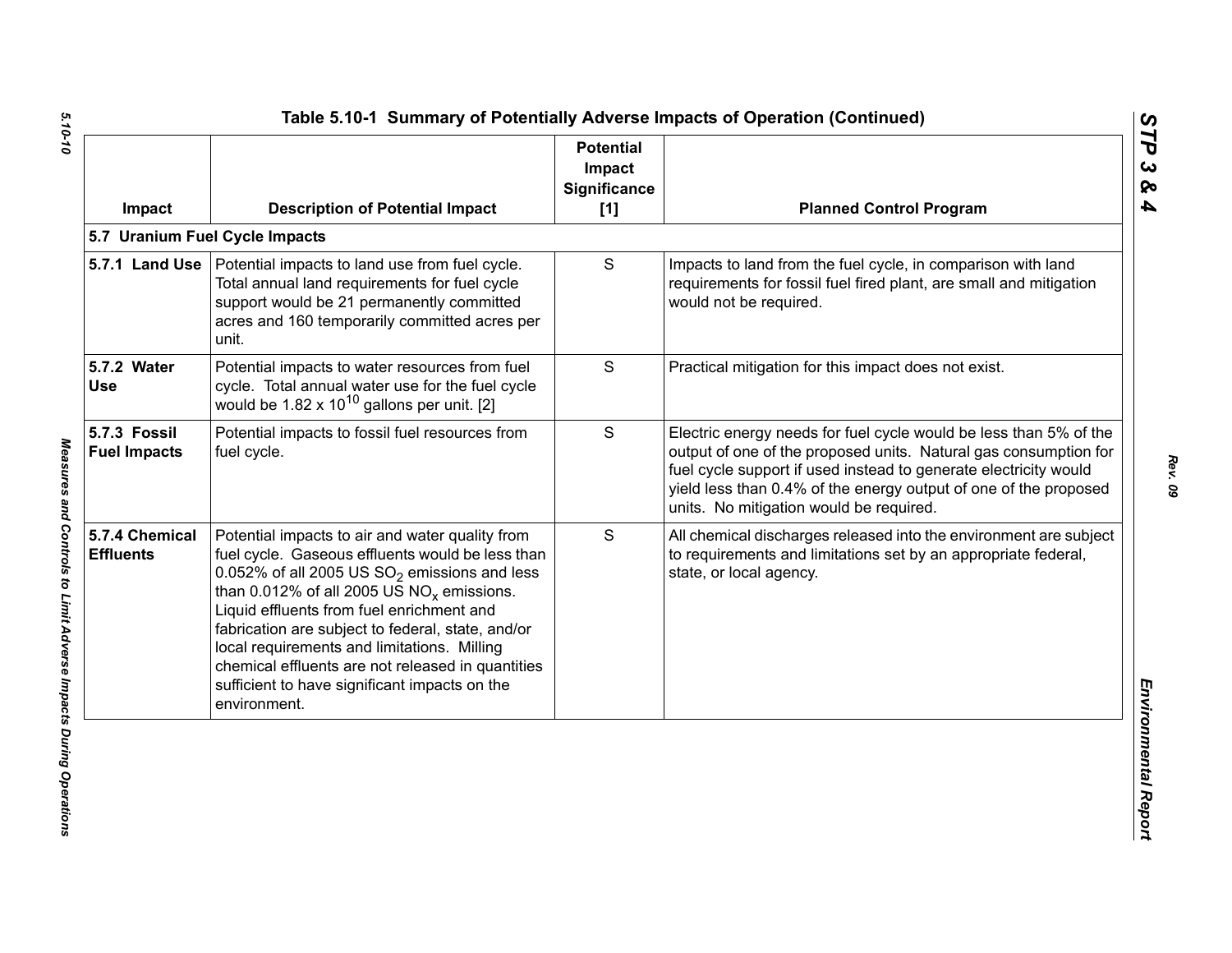## Table 5.10-1 Summary of Potentially Adverse Impacts of Operation (Continued)

| Impact | Description of Potential Impact | Potential Impact Significance [1] | Planned Control Program |
|---|---|---|---|
| **5.7 Uranium Fuel Cycle Impacts** | | | |
| **5.7.1 Land Use** | Potential impacts to land use from fuel cycle. Total annual land requirements for fuel cycle support would be 21 permanently committed acres and 160 temporarily committed acres per unit. | S | Impacts to land from the fuel cycle, in comparison with land requirements for fossil fuel fired plant, are small and mitigation would not be required. |
| **5.7.2 Water Use** | Potential impacts to water resources from fuel cycle. Total annual water use for the fuel cycle would be $1.82 \times 10^{10}$ gallons per unit. [2] | S | Practical mitigation for this impact does not exist. |
| **5.7.3 Fossil Fuel Impacts** | Potential impacts to fossil fuel resources from fuel cycle. | S | Electric energy needs for fuel cycle would be less than 5% of the output of one of the proposed units. Natural gas consumption for fuel cycle support if used instead to generate electricity would yield less than 0.4% of the energy output of one of the proposed units. No mitigation would be required. |
| **5.7.4 Chemical Effluents** | Potential impacts to air and water quality from fuel cycle. Gaseous effluents would be less than 0.052% of all 2005 US $SO_2$ emissions and less than 0.012% of all 2005 US $NO_x$ emissions. Liquid effluents from fuel enrichment and fabrication are subject to federal, state, and/or local requirements and limitations. Milling chemical effluents are not released in quantities sufficient to have significant impacts on the environment. | S | All chemical discharges released into the environment are subject to requirements and limitations set by an appropriate federal, state, or local agency. |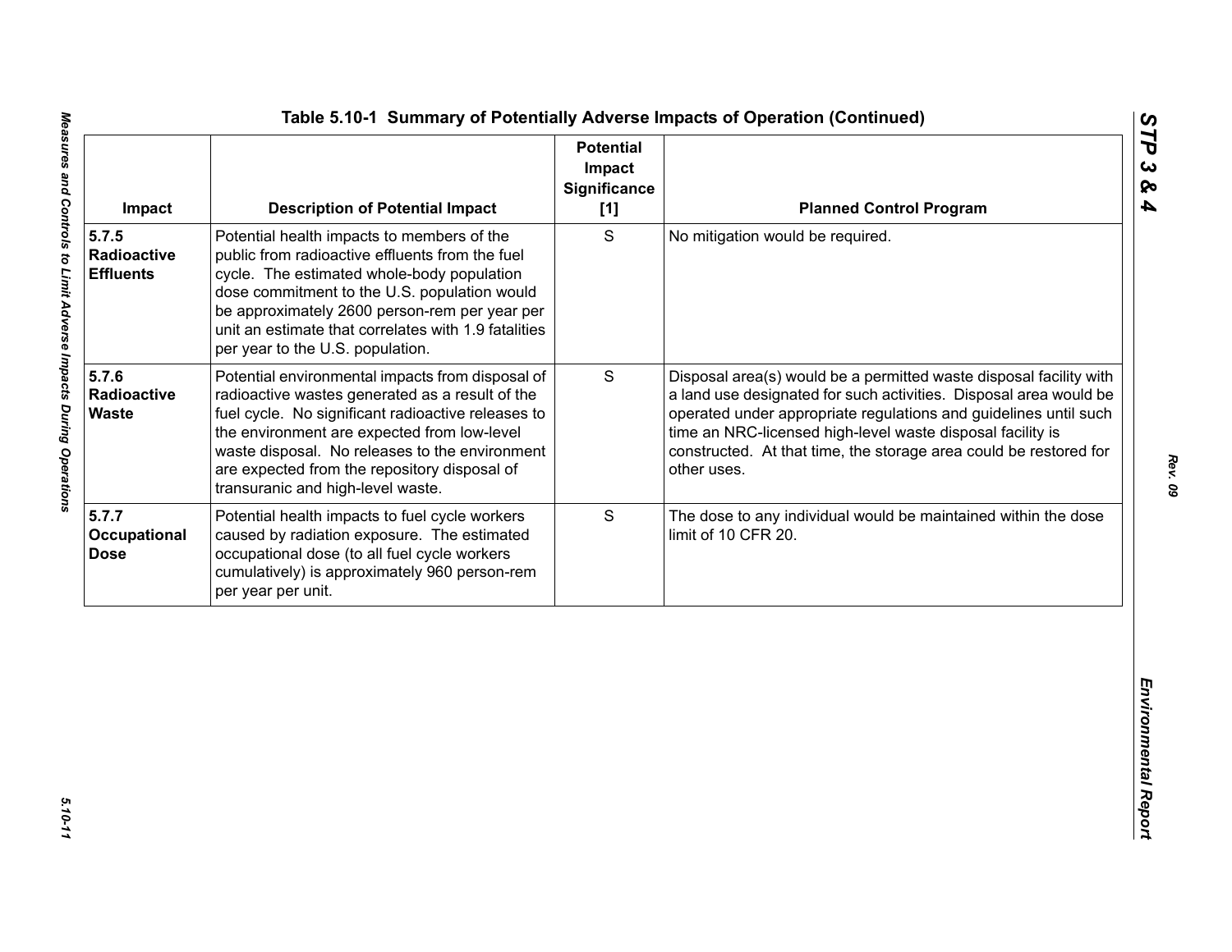# Table 5.10-1 Summary of Potentially Adverse Impacts of Operation (Continued)

| Impact | Description of Potential Impact | Potential Impact Significance [1] | Planned Control Program |
|---|---|---|---|
| **5.7.5 Radioactive Effluents** | Potential health impacts to members of the public from radioactive effluents from the fuel cycle. The estimated whole-body population dose commitment to the U.S. population would be approximately 2600 person-rem per year per unit an estimate that correlates with 1.9 fatalities per year to the U.S. population. | S | No mitigation would be required. |
| **5.7.6 Radioactive Waste** | Potential environmental impacts from disposal of radioactive wastes generated as a result of the fuel cycle. No significant radioactive releases to the environment are expected from low-level waste disposal. No releases to the environment are expected from the repository disposal of transuranic and high-level waste. | S | Disposal area(s) would be a permitted waste disposal facility with a land use designated for such activities. Disposal area would be operated under appropriate regulations and guidelines until such time an NRC-licensed high-level waste disposal facility is constructed. At that time, the storage area could be restored for other uses. |
| **5.7.7 Occupational Dose** | Potential health impacts to fuel cycle workers caused by radiation exposure. The estimated occupational dose (to all fuel cycle workers cumulatively) is approximately 960 person-rem per year per unit. | S | The dose to any individual would be maintained within the dose limit of 10 CFR 20. |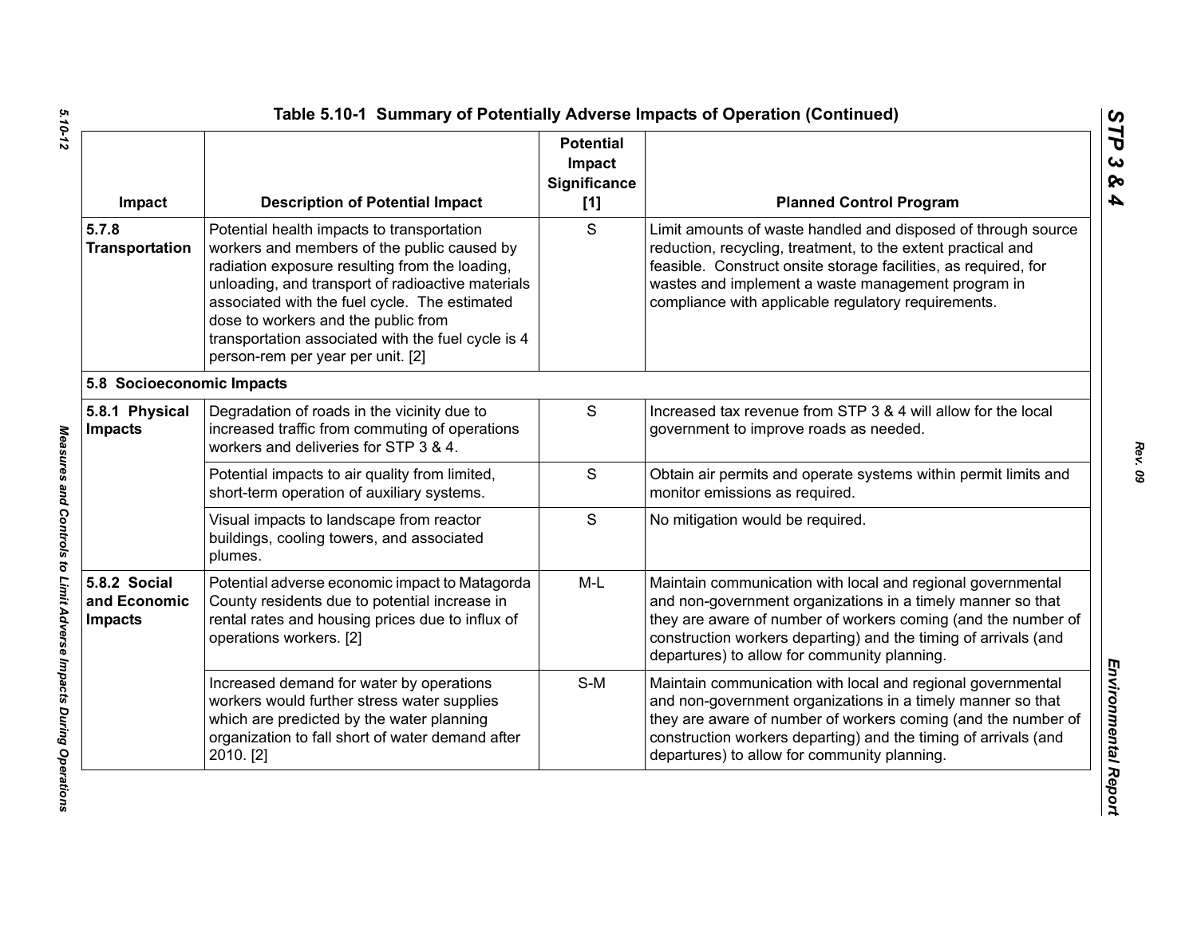## Table 5.10-1 Summary of Potentially Adverse Impacts of Operation (Continued)

| Impact | Description of Potential Impact | Potential Impact Significance [1] | Planned Control Program |
|---|---|---|---|
| **5.7.8 Transportation** | Potential health impacts to transportation workers and members of the public caused by radiation exposure resulting from the loading, unloading, and transport of radioactive materials associated with the fuel cycle. The estimated dose to workers and the public from transportation associated with the fuel cycle is 4 person-rem per year per unit. [2] | S | Limit amounts of waste handled and disposed of through source reduction, recycling, treatment, to the extent practical and feasible. Construct onsite storage facilities, as required, for wastes and implement a waste management program in compliance with applicable regulatory requirements. |
| **5.8 Socioeconomic Impacts** | | | |
| **5.8.1 Physical Impacts** | Degradation of roads in the vicinity due to increased traffic from commuting of operations workers and deliveries for STP 3 & 4. | S | Increased tax revenue from STP 3 & 4 will allow for the local government to improve roads as needed. |
| | Potential impacts to air quality from limited, short-term operation of auxiliary systems. | S | Obtain air permits and operate systems within permit limits and monitor emissions as required. |
| | Visual impacts to landscape from reactor buildings, cooling towers, and associated plumes. | S | No mitigation would be required. |
| **5.8.2 Social and Economic Impacts** | Potential adverse economic impact to Matagorda County residents due to potential increase in rental rates and housing prices due to influx of operations workers. [2] | M-L | Maintain communication with local and regional governmental and non-government organizations in a timely manner so that they are aware of number of workers coming (and the number of construction workers departing) and the timing of arrivals (and departures) to allow for community planning. |
| | Increased demand for water by operations workers would further stress water supplies which are predicted by the water planning organization to fall short of water demand after 2010. [2] | S-M | Maintain communication with local and regional governmental and non-government organizations in a timely manner so that they are aware of number of workers coming (and the number of construction workers departing) and the timing of arrivals (and departures) to allow for community planning. |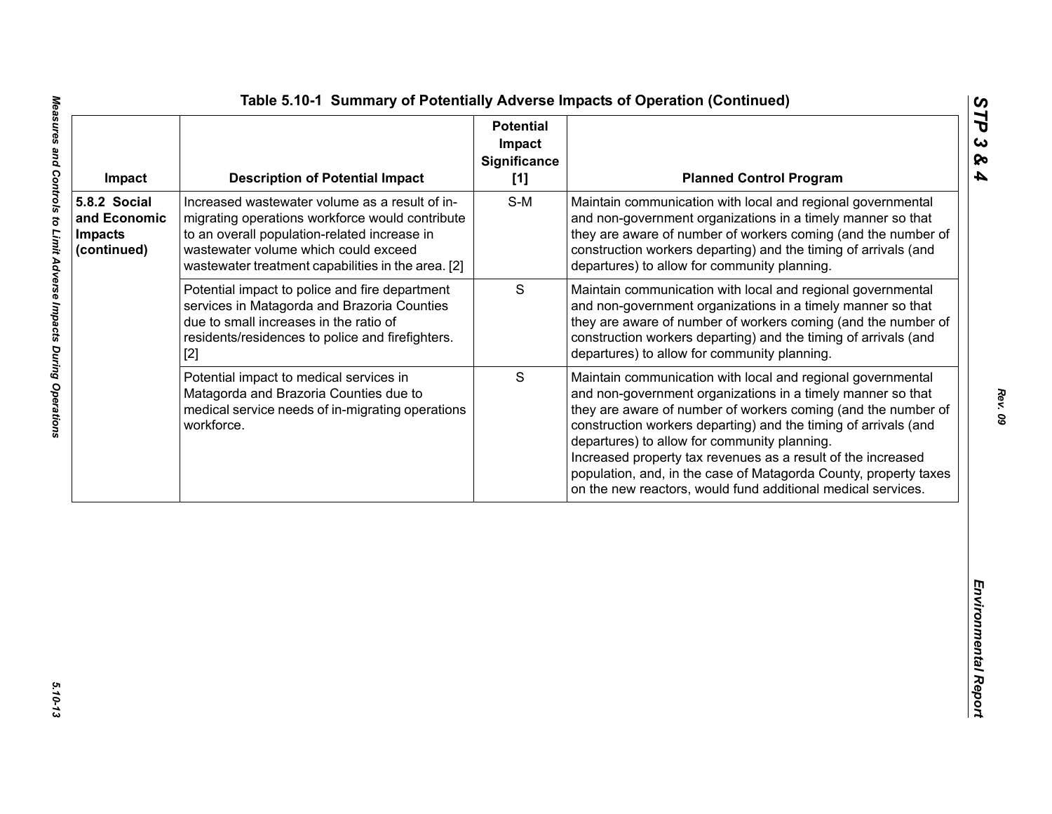Table 5.10-1 Summary of Potentially Adverse Impacts of Operation (Continued)

| Impact | Description of Potential Impact | Potential Impact Significance [1] | Planned Control Program |
|---|---|---|---|
| **5.8.2 Social and Economic Impacts (continued)** | Increased wastewater volume as a result of in-migrating operations workforce would contribute to an overall population-related increase in wastewater volume which could exceed wastewater treatment capabilities in the area. [2] | S-M | Maintain communication with local and regional governmental and non-government organizations in a timely manner so that they are aware of number of workers coming (and the number of construction workers departing) and the timing of arrivals (and departures) to allow for community planning. |
| | Potential impact to police and fire department services in Matagorda and Brazoria Counties due to small increases in the ratio of residents/residences to police and firefighters. [2] | S | Maintain communication with local and regional governmental and non-government organizations in a timely manner so that they are aware of number of workers coming (and the number of construction workers departing) and the timing of arrivals (and departures) to allow for community planning. |
| | Potential impact to medical services in Matagorda and Brazoria Counties due to medical service needs of in-migrating operations workforce. | S | Maintain communication with local and regional governmental and non-government organizations in a timely manner so that they are aware of number of workers coming (and the number of construction workers departing) and the timing of arrivals (and departures) to allow for community planning.<br>Increased property tax revenues as a result of the increased population, and, in the case of Matagorda County, property taxes on the new reactors, would fund additional medical services. |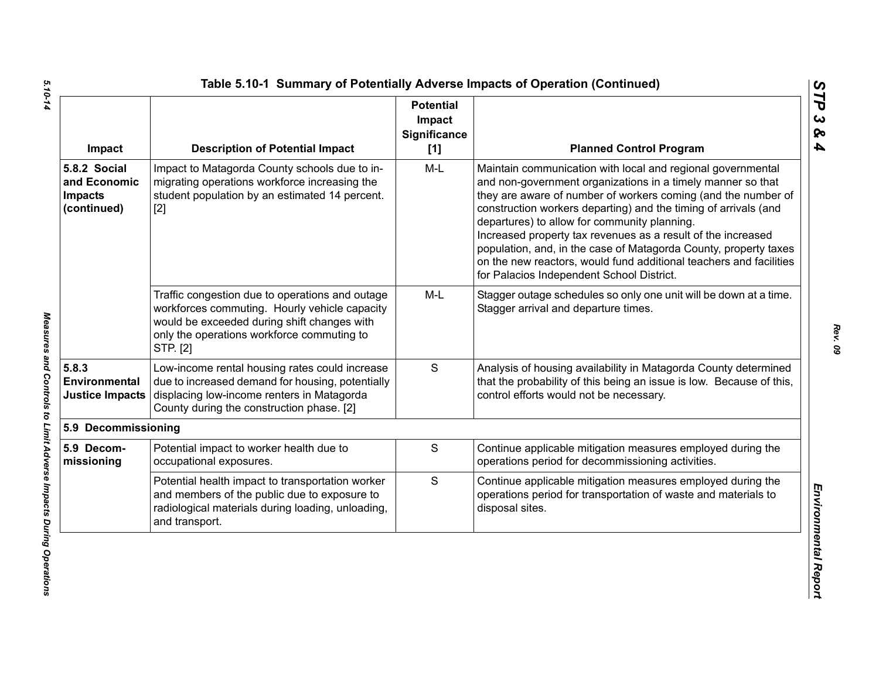# Table 5.10-1 Summary of Potentially Adverse Impacts of Operation (Continued)

| Impact | Description of Potential Impact | Potential Impact Significance [1] | Planned Control Program |
|---|---|---|---|
| **5.8.2 Social and Economic Impacts (continued)** | Impact to Matagorda County schools due to in-migrating operations workforce increasing the student population by an estimated 14 percent. [2] | M-L | Maintain communication with local and regional governmental and non-government organizations in a timely manner so that they are aware of number of workers coming (and the number of construction workers departing) and the timing of arrivals (and departures) to allow for community planning. Increased property tax revenues as a result of the increased population, and, in the case of Matagorda County, property taxes on the new reactors, would fund additional teachers and facilities for Palacios Independent School District. |
| | Traffic congestion due to operations and outage workforces commuting. Hourly vehicle capacity would be exceeded during shift changes with only the operations workforce commuting to STP. [2] | M-L | Stagger outage schedules so only one unit will be down at a time. Stagger arrival and departure times. |
| **5.8.3 Environmental Justice Impacts** | Low-income rental housing rates could increase due to increased demand for housing, potentially displacing low-income renters in Matagorda County during the construction phase. [2] | S | Analysis of housing availability in Matagorda County determined that the probability of this being an issue is low. Because of this, control efforts would not be necessary. |
| **5.9 Decommissioning** | | | |
| **5.9 Decom-missioning** | Potential impact to worker health due to occupational exposures. | S | Continue applicable mitigation measures employed during the operations period for decommissioning activities. |
| | Potential health impact to transportation worker and members of the public due to exposure to radiological materials during loading, unloading, and transport. | S | Continue applicable mitigation measures employed during the operations period for transportation of waste and materials to disposal sites. |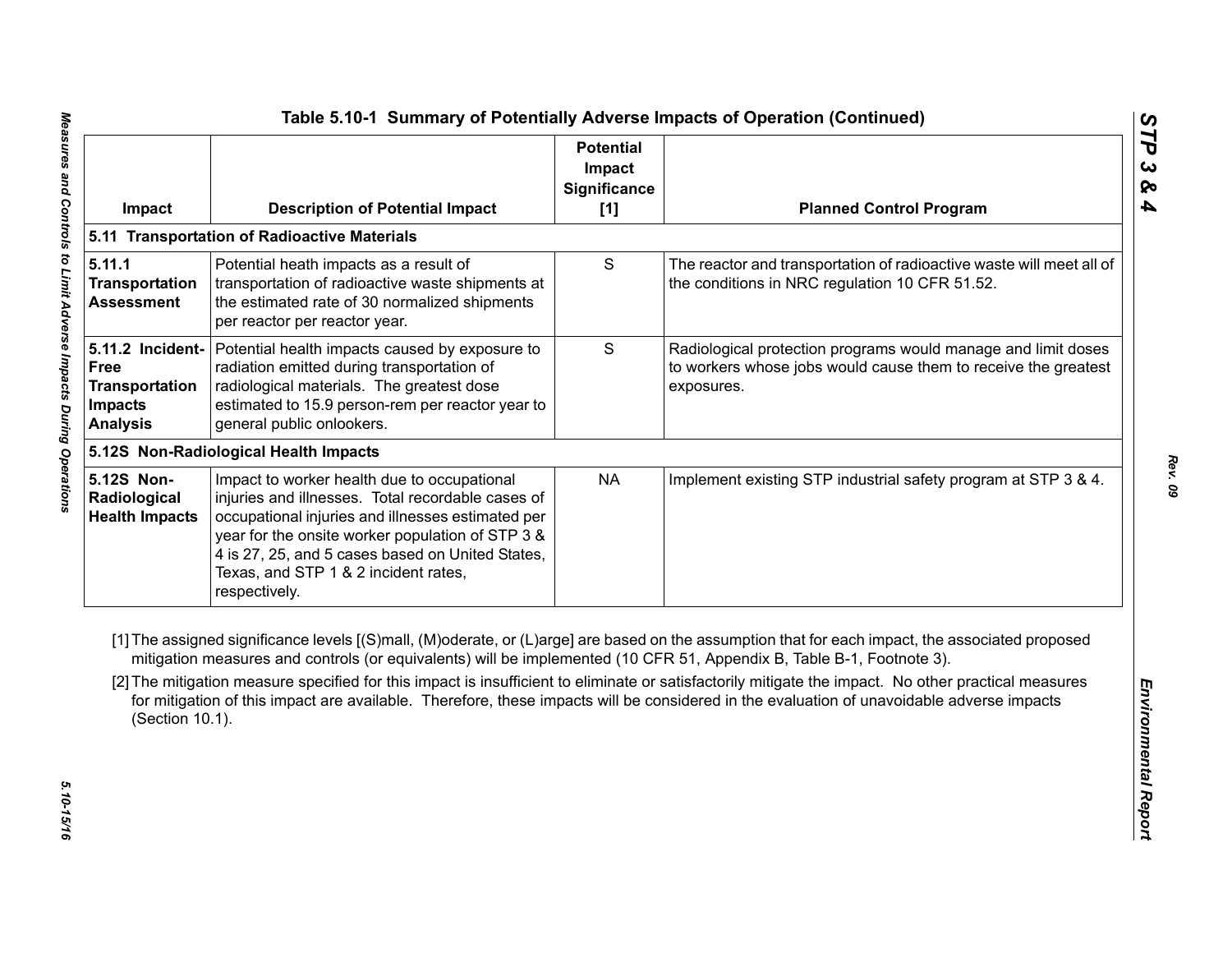**Table 5.10-1 Summary of Potentially Adverse Impacts of Operation (Continued)**

| Impact | Description of Potential Impact | Potential Impact Significance [1] | Planned Control Program |
|---|---|---|---|
| **5.11 Transportation of Radioactive Materials** | | | |
| **5.11.1 Transportation Assessment** | Potential heath impacts as a result of transportation of radioactive waste shipments at the estimated rate of 30 normalized shipments per reactor per reactor year. | S | The reactor and transportation of radioactive waste will meet all of the conditions in NRC regulation 10 CFR 51.52. |
| **5.11.2 Incident-Free Transportation Impacts Analysis** | Potential health impacts caused by exposure to radiation emitted during transportation of radiological materials. The greatest dose estimated to 15.9 person-rem per reactor year to general public onlookers. | S | Radiological protection programs would manage and limit doses to workers whose jobs would cause them to receive the greatest exposures. |
| **5.12S Non-Radiological Health Impacts** | | | |
| **5.12S Non-Radiological Health Impacts** | Impact to worker health due to occupational injuries and illnesses. Total recordable cases of occupational injuries and illnesses estimated per year for the onsite worker population of STP 3 & 4 is 27, 25, and 5 cases based on United States, Texas, and STP 1 & 2 incident rates, respectively. | NA | Implement existing STP industrial safety program at STP 3 & 4. |

[1] The assigned significance levels [(S)mall, (M)oderate, or (L)arge] are based on the assumption that for each impact, the associated proposed mitigation measures and controls (or equivalents) will be implemented (10 CFR 51, Appendix B, Table B-1, Footnote 3).

[2] The mitigation measure specified for this impact is insufficient to eliminate or satisfactorily mitigate the impact. No other practical measures for mitigation of this impact are available. Therefore, these impacts will be considered in the evaluation of unavoidable adverse impacts (Section 10.1).